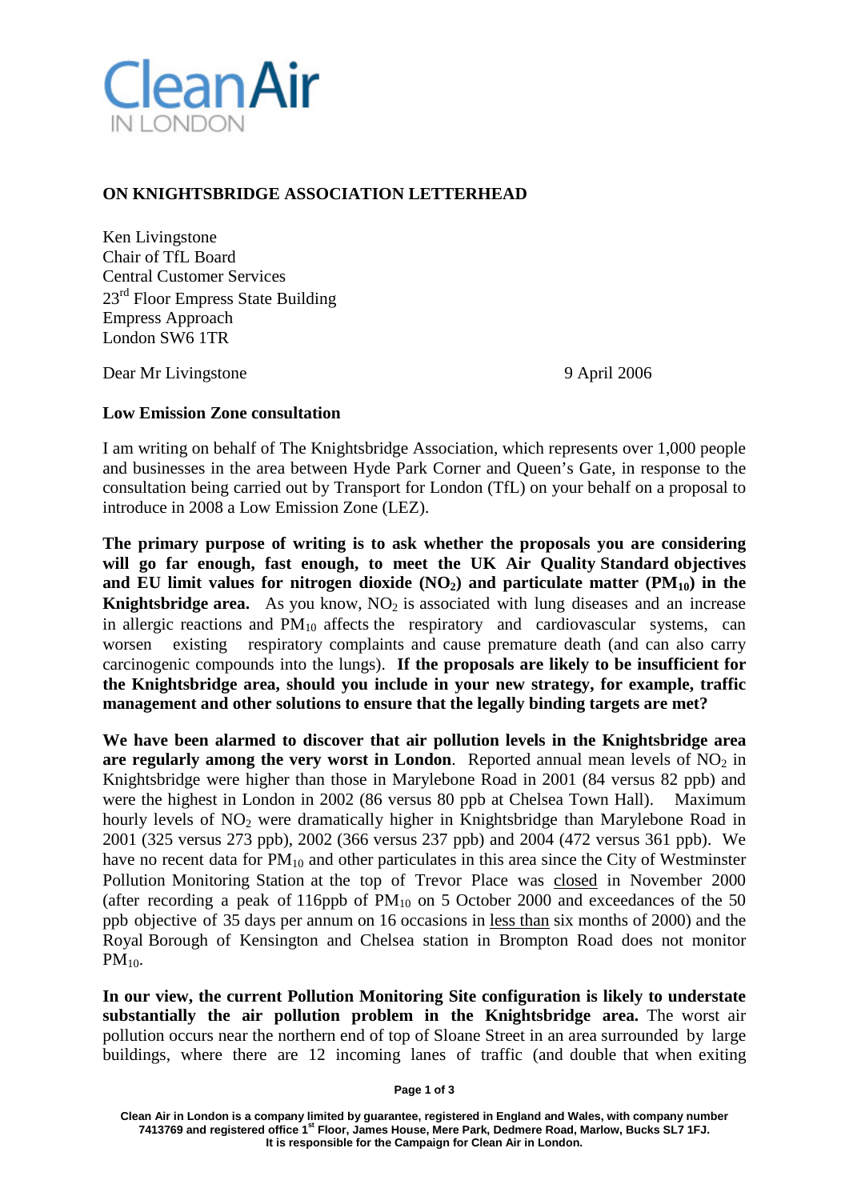**ON KNIGHTSBRIDGE ASSOCIATION LETTERHEAD**

Ken Livingstone
Chair of TfL Board
Central Customer Services
23rd Floor Empress State Building
Empress Approach
London SW6 1TR

Dear Mr Livingstone

9 April 2006

**Low Emission Zone consultation**

I am writing on behalf of The Knightsbridge Association, which represents over 1,000 people and businesses in the area between Hyde Park Corner and Queen's Gate, in response to the consultation being carried out by Transport for London (TfL) on your behalf on a proposal to introduce in 2008 a Low Emission Zone (LEZ).

**The primary purpose of writing is to ask whether the proposals you are considering will go far enough, fast enough, to meet the UK Air Quality Standard objectives and EU limit values for nitrogen dioxide ($NO_2$) and particulate matter ($PM_{10}$) in the Knightsbridge area.** As you know, $NO_2$ is associated with lung diseases and an increase in allergic reactions and $PM_{10}$ affects the respiratory and cardiovascular systems, can worsen existing respiratory complaints and cause premature death (and can also carry carcinogenic compounds into the lungs). **If the proposals are likely to be insufficient for the Knightsbridge area, should you include in your new strategy, for example, traffic management and other solutions to ensure that the legally binding targets are met?**

**We have been alarmed to discover that air pollution levels in the Knightsbridge area are regularly among the very worst in London**. Reported annual mean levels of $NO_2$ in Knightsbridge were higher than those in Marylebone Road in 2001 (84 versus 82 ppb) and were the highest in London in 2002 (86 versus 80 ppb at Chelsea Town Hall). Maximum hourly levels of $NO_2$ were dramatically higher in Knightsbridge than Marylebone Road in 2001 (325 versus 273 ppb), 2002 (366 versus 237 ppb) and 2004 (472 versus 361 ppb). We have no recent data for $PM_{10}$ and other particulates in this area since the City of Westminster Pollution Monitoring Station at the top of Trevor Place was closed in November 2000 (after recording a peak of 116ppb of $PM_{10}$ on 5 October 2000 and exceedances of the 50 ppb objective of 35 days per annum on 16 occasions in less than six months of 2000) and the Royal Borough of Kensington and Chelsea station in Brompton Road does not monitor $PM_{10}$.

**In our view, the current Pollution Monitoring Site configuration is likely to understate substantially the air pollution problem in the Knightsbridge area.** The worst air pollution occurs near the northern end of top of Sloane Street in an area surrounded by large buildings, where there are 12 incoming lanes of traffic (and double that when exiting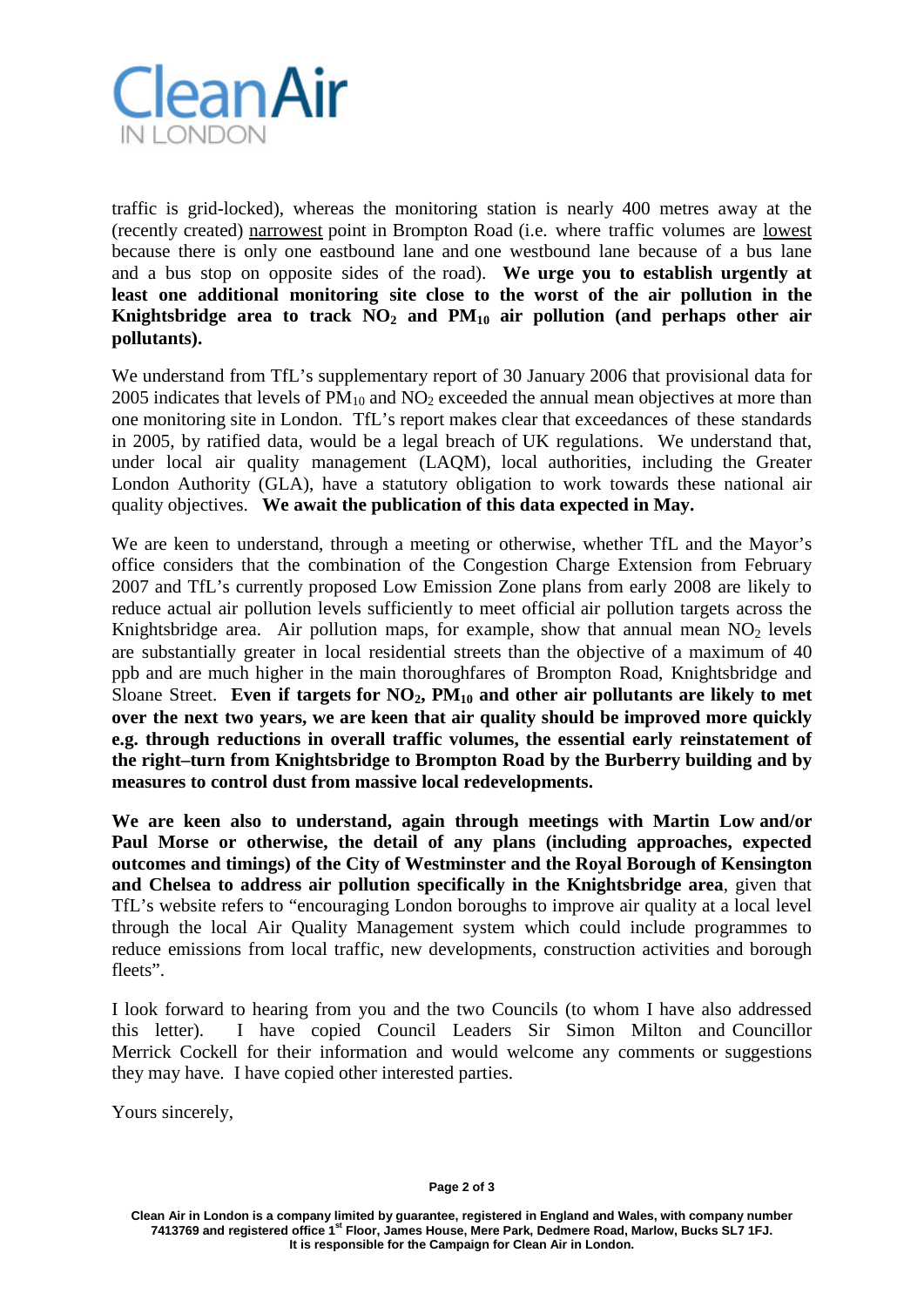traffic is grid-locked), whereas the monitoring station is nearly 400 metres away at the (recently created) narrowest point in Brompton Road (i.e. where traffic volumes are lowest because there is only one eastbound lane and one westbound lane because of a bus lane and a bus stop on opposite sides of the road). **We urge you to establish urgently at least one additional monitoring site close to the worst of the air pollution in the Knightsbridge area to track $NO_2$ and $PM_{10}$ air pollution (and perhaps other air pollutants).**

We understand from TfL's supplementary report of 30 January 2006 that provisional data for 2005 indicates that levels of $PM_{10}$ and $NO_2$ exceeded the annual mean objectives at more than one monitoring site in London. TfL's report makes clear that exceedances of these standards in 2005, by ratified data, would be a legal breach of UK regulations. We understand that, under local air quality management (LAQM), local authorities, including the Greater London Authority (GLA), have a statutory obligation to work towards these national air quality objectives. **We await the publication of this data expected in May.**

We are keen to understand, through a meeting or otherwise, whether TfL and the Mayor's office considers that the combination of the Congestion Charge Extension from February 2007 and TfL's currently proposed Low Emission Zone plans from early 2008 are likely to reduce actual air pollution levels sufficiently to meet official air pollution targets across the Knightsbridge area. Air pollution maps, for example, show that annual mean $NO_2$ levels are substantially greater in local residential streets than the objective of a maximum of 40 ppb and are much higher in the main thoroughfares of Brompton Road, Knightsbridge and Sloane Street. **Even if targets for $NO_2$, $PM_{10}$ and other air pollutants are likely to met over the next two years, we are keen that air quality should be improved more quickly e.g. through reductions in overall traffic volumes, the essential early reinstatement of the right–turn from Knightsbridge to Brompton Road by the Burberry building and by measures to control dust from massive local redevelopments.**

**We are keen also to understand, again through meetings with Martin Low and/or Paul Morse or otherwise, the detail of any plans (including approaches, expected outcomes and timings) of the City of Westminster and the Royal Borough of Kensington and Chelsea to address air pollution specifically in the Knightsbridge area**, given that TfL's website refers to "encouraging London boroughs to improve air quality at a local level through the local Air Quality Management system which could include programmes to reduce emissions from local traffic, new developments, construction activities and borough fleets".

I look forward to hearing from you and the two Councils (to whom I have also addressed this letter). I have copied Council Leaders Sir Simon Milton and Councillor Merrick Cockell for their information and would welcome any comments or suggestions they may have. I have copied other interested parties.

Yours sincerely,

Clean Air in London is a company limited by guarantee, registered in England and Wales, with company number 7413769 and registered office 1st Floor, James House, Mere Park, Dedmere Road, Marlow, Bucks SL7 1FJ. It is responsible for the Campaign for Clean Air in London.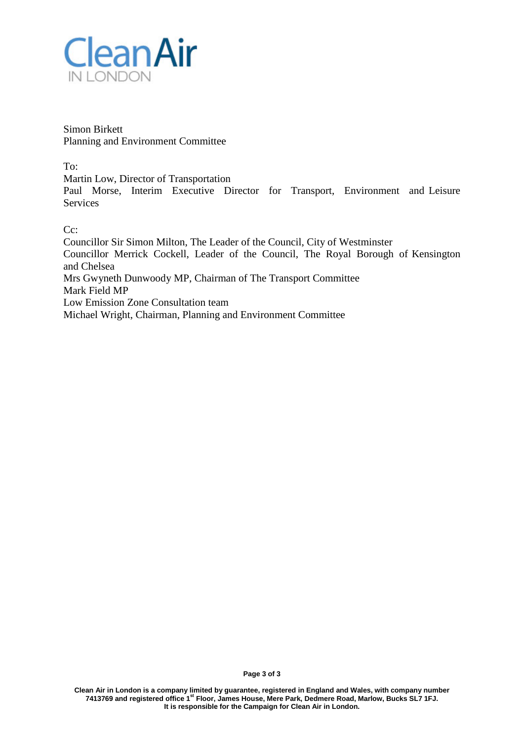CleanAir
IN LONDON

Simon Birkett
Planning and Environment Committee

To:
Martin Low, Director of Transportation
Paul Morse, Interim Executive Director for Transport, Environment and Leisure Services

Cc:
Councillor Sir Simon Milton, The Leader of the Council, City of Westminster
Councillor Merrick Cockell, Leader of the Council, The Royal Borough of Kensington and Chelsea
Mrs Gwyneth Dunwoody MP, Chairman of The Transport Committee
Mark Field MP
Low Emission Zone Consultation team
Michael Wright, Chairman, Planning and Environment Committee

**Clean Air in London is a company limited by guarantee, registered in England and Wales, with company number 7413769 and registered office 1st Floor, James House, Mere Park, Dedmere Road, Marlow, Bucks SL7 1FJ. It is responsible for the Campaign for Clean Air in London.**